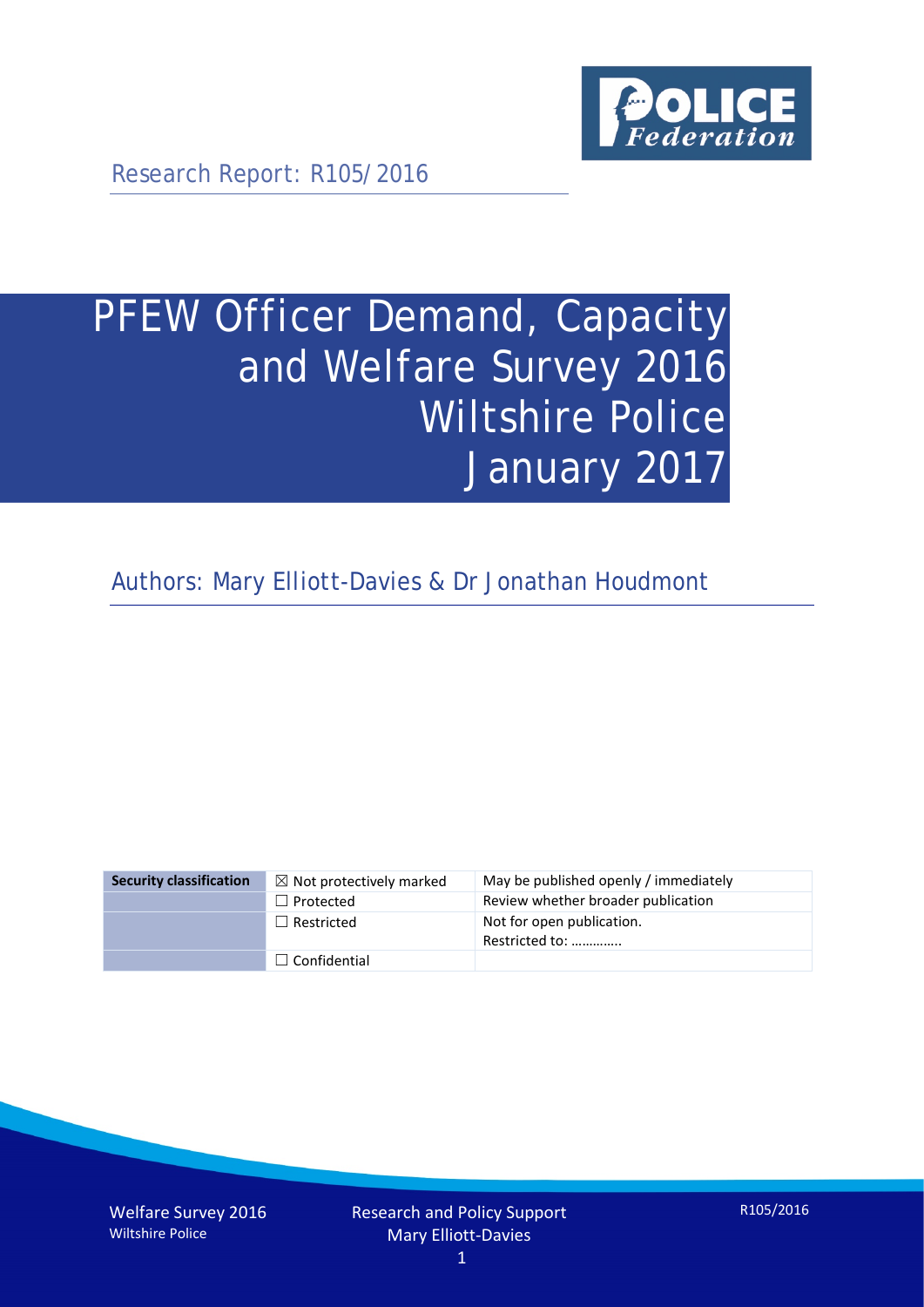Research Report: R105/2016

# PFEW Officer Demand, Capacity and Welfare Survey 2016 Wiltshire Police January 2017

Authors: Mary Elliott-Davies & Dr Jonathan Houdmont

| Security classification | ☒ Not protectively marked | May be published openly / immediately |
|---|---|---|
| | ☐ Protected | Review whether broader publication |
| | ☐ Restricted | Not for open publication. Restricted to: ………….. |
| | ☐ Confidential | |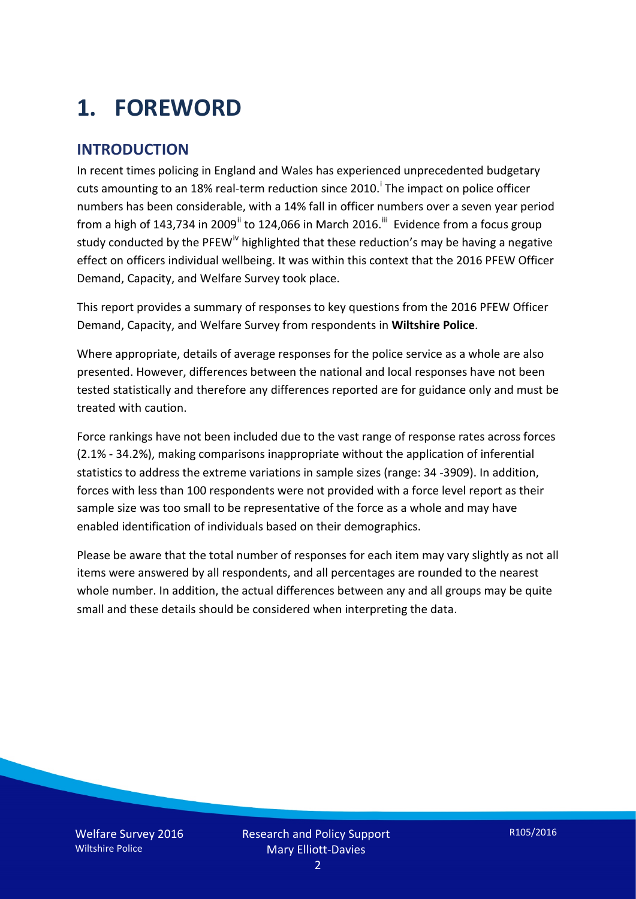# 1. FOREWORD

## INTRODUCTION

In recent times policing in England and Wales has experienced unprecedented budgetary cuts amounting to an 18% real-term reduction since 2010.[i] The impact on police officer numbers has been considerable, with a 14% fall in officer numbers over a seven year period from a high of 143,734 in 2009[ii] to 124,066 in March 2016.[iii] Evidence from a focus group study conducted by the PFEW[iv] highlighted that these reduction's may be having a negative effect on officers individual wellbeing. It was within this context that the 2016 PFEW Officer Demand, Capacity, and Welfare Survey took place.

This report provides a summary of responses to key questions from the 2016 PFEW Officer Demand, Capacity, and Welfare Survey from respondents in **Wiltshire Police**.

Where appropriate, details of average responses for the police service as a whole are also presented. However, differences between the national and local responses have not been tested statistically and therefore any differences reported are for guidance only and must be treated with caution.

Force rankings have not been included due to the vast range of response rates across forces (2.1% - 34.2%), making comparisons inappropriate without the application of inferential statistics to address the extreme variations in sample sizes (range: 34 -3909). In addition, forces with less than 100 respondents were not provided with a force level report as their sample size was too small to be representative of the force as a whole and may have enabled identification of individuals based on their demographics.

Please be aware that the total number of responses for each item may vary slightly as not all items were answered by all respondents, and all percentages are rounded to the nearest whole number. In addition, the actual differences between any and all groups may be quite small and these details should be considered when interpreting the data.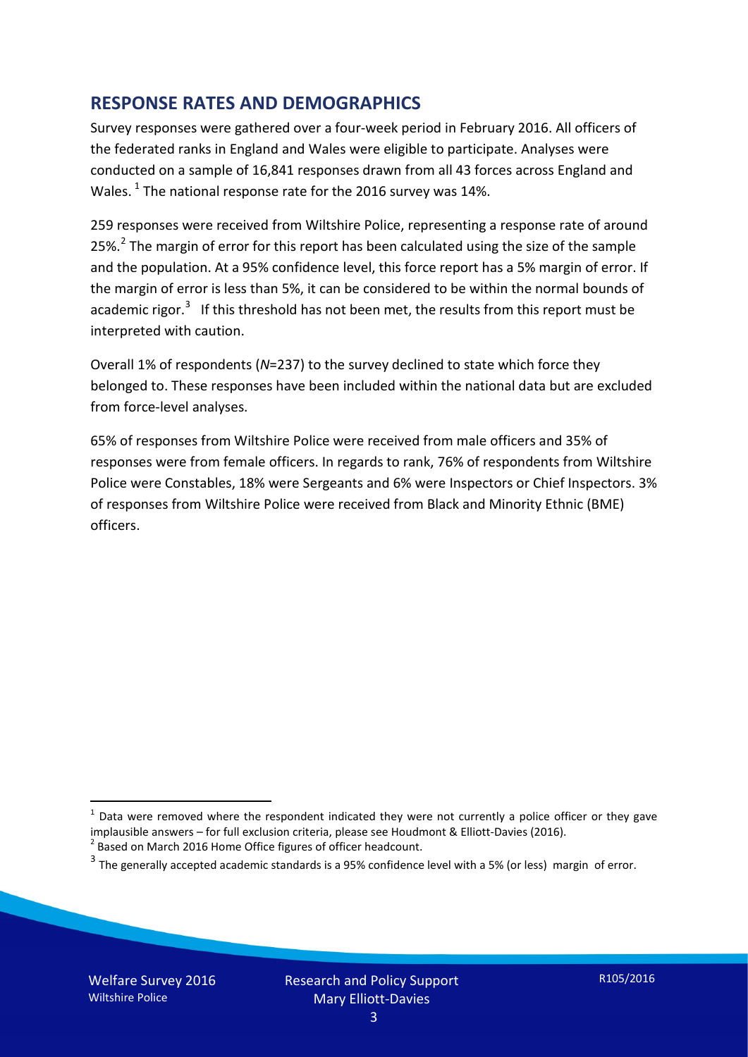## RESPONSE RATES AND DEMOGRAPHICS

Survey responses were gathered over a four-week period in February 2016. All officers of the federated ranks in England and Wales were eligible to participate. Analyses were conducted on a sample of 16,841 responses drawn from all 43 forces across England and Wales. [1] The national response rate for the 2016 survey was 14%.

259 responses were received from Wiltshire Police, representing a response rate of around 25%.[2] The margin of error for this report has been calculated using the size of the sample and the population. At a 95% confidence level, this force report has a 5% margin of error. If the margin of error is less than 5%, it can be considered to be within the normal bounds of academic rigor.[3] If this threshold has not been met, the results from this report must be interpreted with caution.

Overall 1% of respondents (*N*=237) to the survey declined to state which force they belonged to. These responses have been included within the national data but are excluded from force-level analyses.

65% of responses from Wiltshire Police were received from male officers and 35% of responses were from female officers. In regards to rank, 76% of respondents from Wiltshire Police were Constables, 18% were Sergeants and 6% were Inspectors or Chief Inspectors. 3% of responses from Wiltshire Police were received from Black and Minority Ethnic (BME) officers.

---

[1] Data were removed where the respondent indicated they were not currently a police officer or they gave implausible answers – for full exclusion criteria, please see Houdmont & Elliott-Davies (2016).

[2] Based on March 2016 Home Office figures of officer headcount.

[3] The generally accepted academic standards is a 95% confidence level with a 5% (or less) margin of error.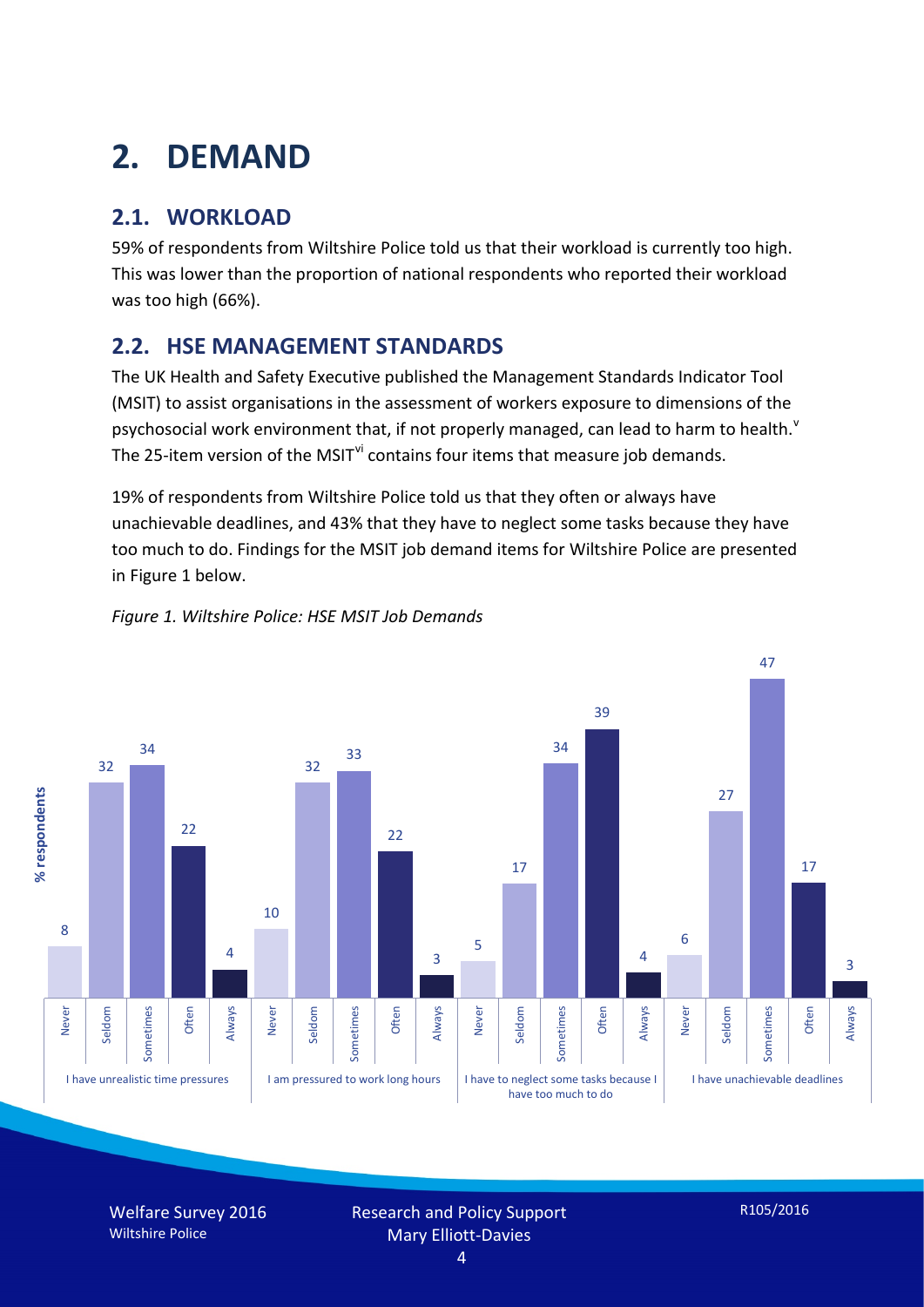# 2. DEMAND

## 2.1. WORKLOAD

59% of respondents from Wiltshire Police told us that their workload is currently too high. This was lower than the proportion of national respondents who reported their workload was too high (66%).

## 2.2. HSE MANAGEMENT STANDARDS

The UK Health and Safety Executive published the Management Standards Indicator Tool (MSIT) to assist organisations in the assessment of workers exposure to dimensions of the psychosocial work environment that, if not properly managed, can lead to harm to health.[v] The 25-item version of the MSIT[vi] contains four items that measure job demands.

19% of respondents from Wiltshire Police told us that they often or always have unachievable deadlines, and 43% that they have to neglect some tasks because they have too much to do. Findings for the MSIT job demand items for Wiltshire Police are presented in Figure 1 below.

*Figure 1. Wiltshire Police: HSE MSIT Job Demands*

| % respondents | Never | Seldom | Sometimes | Often | Always |
|---|---|---|---|---|---|
| I have unrealistic time pressures | 8 | 32 | 34 | 22 | 4 |
| I am pressured to work long hours | 10 | 32 | 33 | 22 | 3 |
| I have to neglect some tasks because I have too much to do | 5 | 17 | 34 | 39 | 4 |
| I have unachievable deadlines | 6 | 27 | 47 | 17 | 3 |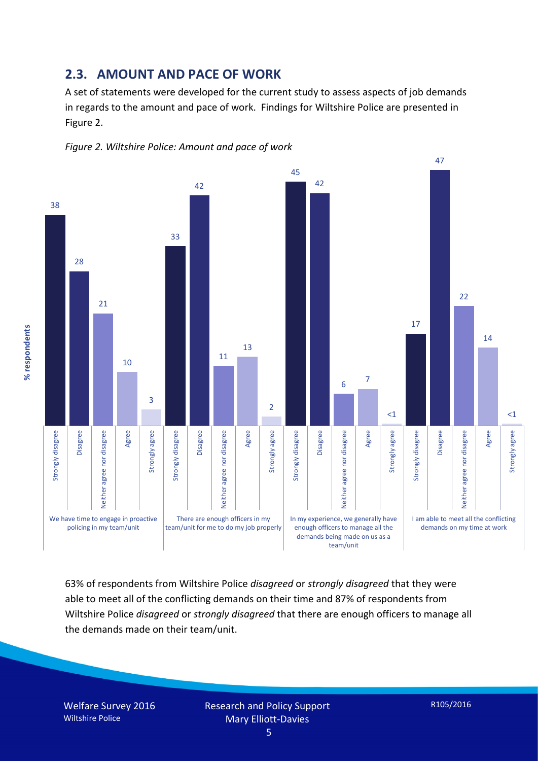## 2.3. AMOUNT AND PACE OF WORK

A set of statements were developed for the current study to assess aspects of job demands in regards to the amount and pace of work. Findings for Wiltshire Police are presented in Figure 2.

*Figure 2. Wiltshire Police: Amount and pace of work*

| % respondents | Strongly disagree | Disagree | Neither agree nor disagree | Agree | Strongly agree |
|---|---|---|---|---|---|
| We have time to engage in proactive policing in my team/unit | 38 | 28 | 21 | 10 | 3 |
| There are enough officers in my team/unit for me to do my job properly | 33 | 42 | 11 | 13 | 2 |
| In my experience, we generally have enough officers to manage all the demands being made on us as a team/unit | 45 | 42 | 6 | 7 | <1 |
| I am able to meet all the conflicting demands on my time at work | 17 | 47 | 22 | 14 | <1 |

63% of respondents from Wiltshire Police *disagreed* or *strongly disagreed* that they were able to meet all of the conflicting demands on their time and 87% of respondents from Wiltshire Police *disagreed* or *strongly disagreed* that there are enough officers to manage all the demands made on their team/unit.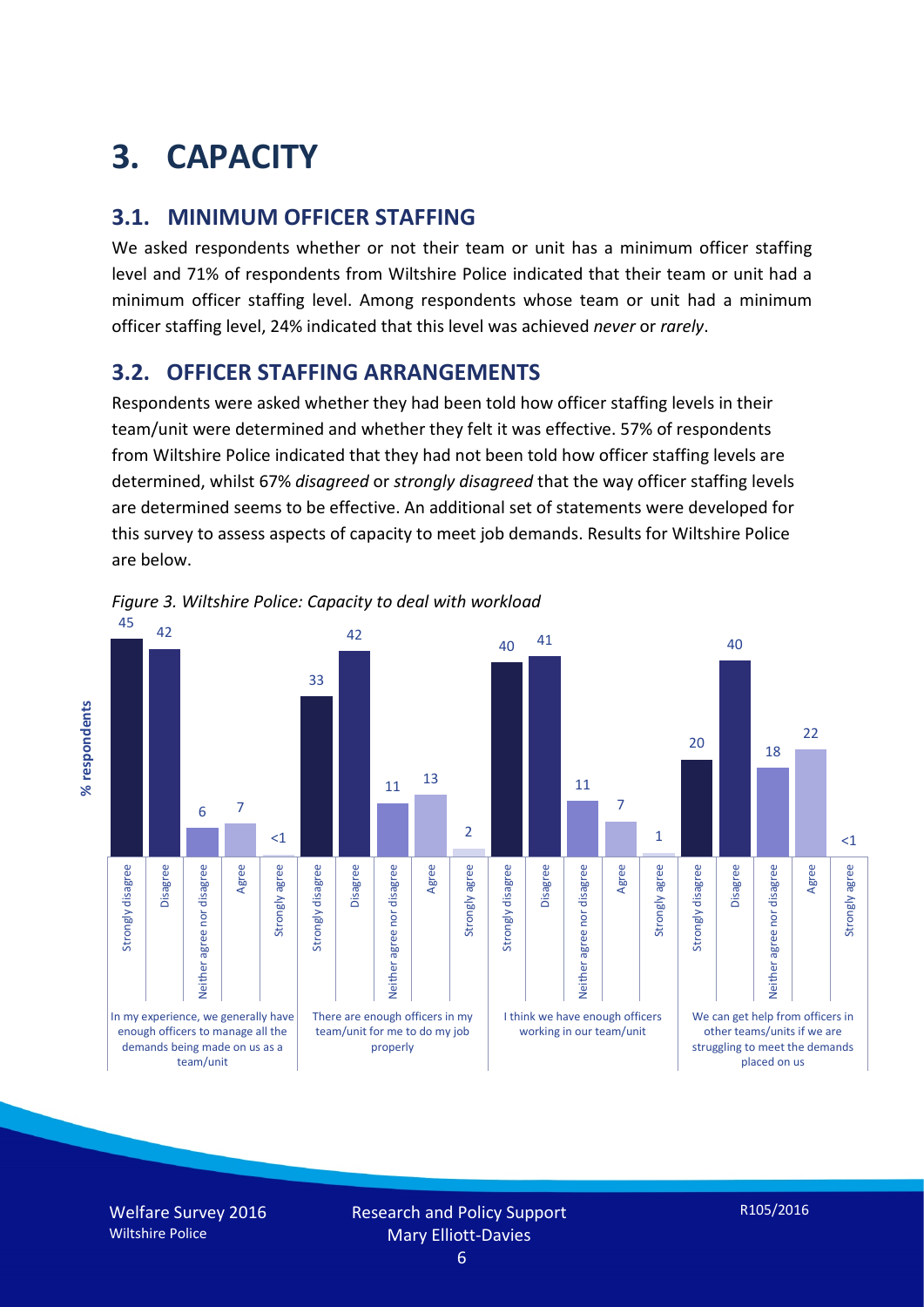# 3. CAPACITY

## 3.1. MINIMUM OFFICER STAFFING

We asked respondents whether or not their team or unit has a minimum officer staffing level and 71% of respondents from Wiltshire Police indicated that their team or unit had a minimum officer staffing level. Among respondents whose team or unit had a minimum officer staffing level, 24% indicated that this level was achieved *never* or *rarely*.

## 3.2. OFFICER STAFFING ARRANGEMENTS

Respondents were asked whether they had been told how officer staffing levels in their team/unit were determined and whether they felt it was effective. 57% of respondents from Wiltshire Police indicated that they had not been told how officer staffing levels are determined, whilst 67% *disagreed* or *strongly disagreed* that the way officer staffing levels are determined seems to be effective. An additional set of statements were developed for this survey to assess aspects of capacity to meet job demands. Results for Wiltshire Police are below.

*Figure 3. Wiltshire Police: Capacity to deal with workload*

| % respondents | Strongly disagree | Disagree | Neither agree nor disagree | Agree | Strongly agree |
|---|---|---|---|---|---|
| In my experience, we generally have enough officers to manage all the demands being made on us as a team/unit | 45 | 42 | 6 | 7 | <1 |
| There are enough officers in my team/unit for me to do my job properly | 33 | 42 | 11 | 13 | 2 |
| I think we have enough officers working in our team/unit | 40 | 41 | 11 | 7 | 1 |
| We can get help from officers in other teams/units if we are struggling to meet the demands placed on us | 20 | 40 | 18 | 22 | <1 |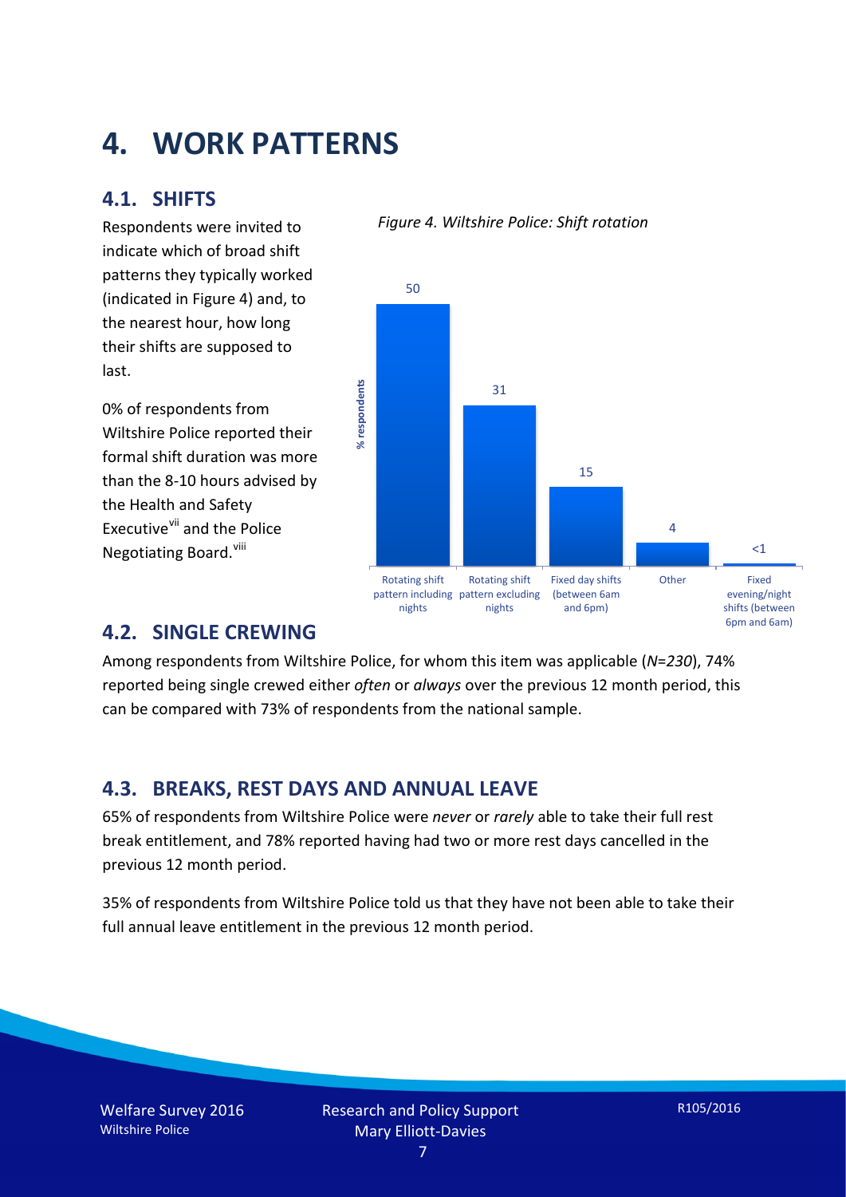# 4. WORK PATTERNS

## 4.1. SHIFTS

Respondents were invited to indicate which of broad shift patterns they typically worked (indicated in Figure 4) and, to the nearest hour, how long their shifts are supposed to last.

0% of respondents from Wiltshire Police reported their formal shift duration was more than the 8-10 hours advised by the Health and Safety Executive[vii] and the Police Negotiating Board.[viii]

*Figure 4. Wiltshire Police: Shift rotation*

| Shift pattern | % respondents |
|---|---|
| Rotating shift pattern including nights | 50 |
| Rotating shift pattern excluding nights | 31 |
| Fixed day shifts (between 6am and 6pm) | 15 |
| Other | 4 |
| Fixed evening/night shifts (between 6pm and 6am) | <1 |

## 4.2. SINGLE CREWING

Among respondents from Wiltshire Police, for whom this item was applicable (*N=230*), 74% reported being single crewed either *often* or *always* over the previous 12 month period, this can be compared with 73% of respondents from the national sample.

## 4.3. BREAKS, REST DAYS AND ANNUAL LEAVE

65% of respondents from Wiltshire Police were *never* or *rarely* able to take their full rest break entitlement, and 78% reported having had two or more rest days cancelled in the previous 12 month period.

35% of respondents from Wiltshire Police told us that they have not been able to take their full annual leave entitlement in the previous 12 month period.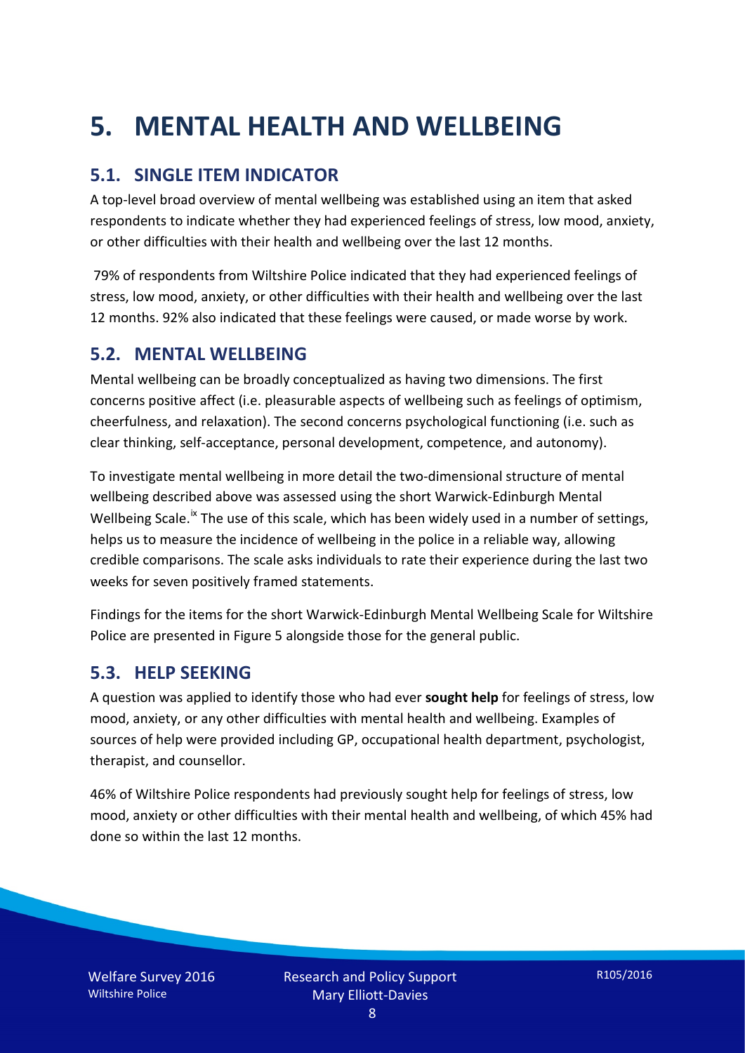# 5. MENTAL HEALTH AND WELLBEING

## 5.1. SINGLE ITEM INDICATOR

A top-level broad overview of mental wellbeing was established using an item that asked respondents to indicate whether they had experienced feelings of stress, low mood, anxiety, or other difficulties with their health and wellbeing over the last 12 months.

79% of respondents from Wiltshire Police indicated that they had experienced feelings of stress, low mood, anxiety, or other difficulties with their health and wellbeing over the last 12 months. 92% also indicated that these feelings were caused, or made worse by work.

## 5.2. MENTAL WELLBEING

Mental wellbeing can be broadly conceptualized as having two dimensions. The first concerns positive affect (i.e. pleasurable aspects of wellbeing such as feelings of optimism, cheerfulness, and relaxation). The second concerns psychological functioning (i.e. such as clear thinking, self-acceptance, personal development, competence, and autonomy).

To investigate mental wellbeing in more detail the two-dimensional structure of mental wellbeing described above was assessed using the short Warwick-Edinburgh Mental Wellbeing Scale.[ix] The use of this scale, which has been widely used in a number of settings, helps us to measure the incidence of wellbeing in the police in a reliable way, allowing credible comparisons. The scale asks individuals to rate their experience during the last two weeks for seven positively framed statements.

Findings for the items for the short Warwick-Edinburgh Mental Wellbeing Scale for Wiltshire Police are presented in Figure 5 alongside those for the general public.

## 5.3. HELP SEEKING

A question was applied to identify those who had ever **sought help** for feelings of stress, low mood, anxiety, or any other difficulties with mental health and wellbeing. Examples of sources of help were provided including GP, occupational health department, psychologist, therapist, and counsellor.

46% of Wiltshire Police respondents had previously sought help for feelings of stress, low mood, anxiety or other difficulties with their mental health and wellbeing, of which 45% had done so within the last 12 months.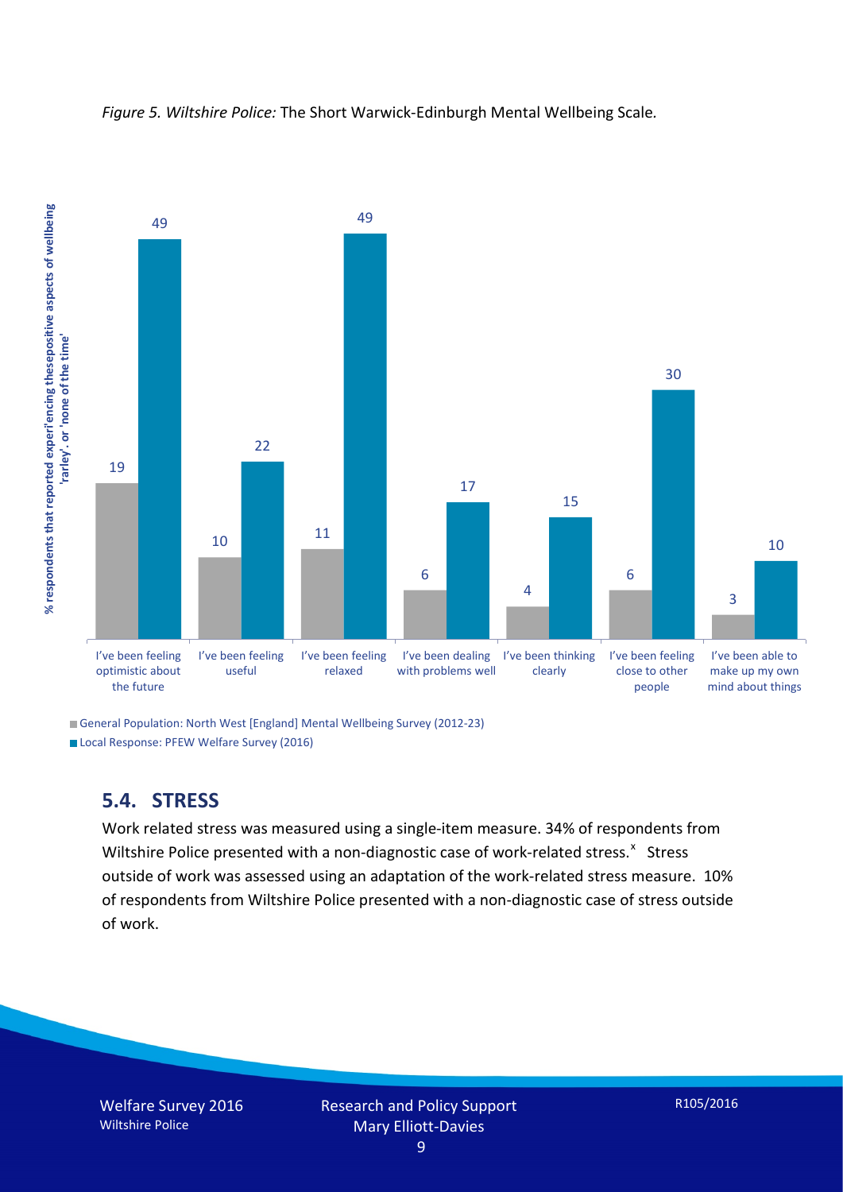*Figure 5. Wiltshire Police:* The Short Warwick-Edinburgh Mental Wellbeing Scale*.*

| | General Population: North West [England] Mental Wellbeing Survey (2012-23) | Local Response: PFEW Welfare Survey (2016) |
|---|---|---|
| I've been feeling optimistic about the future | 19 | 49 |
| I've been feeling useful | 10 | 22 |
| I've been feeling relaxed | 11 | 49 |
| I've been dealing with problems well | 6 | 17 |
| I've been thinking clearly | 4 | 15 |
| I've been feeling close to other people | 6 | 30 |
| I've been able to make up my own mind about things | 3 | 10 |

Y-axis: % respondents that reported experi'encing thesepositive aspects of wellbeing 'rarley'. or 'none of the time'

## 5.4. STRESS

Work related stress was measured using a single-item measure. 34% of respondents from Wiltshire Police presented with a non-diagnostic case of work-related stress.[x] Stress outside of work was assessed using an adaptation of the work-related stress measure. 10% of respondents from Wiltshire Police presented with a non-diagnostic case of stress outside of work.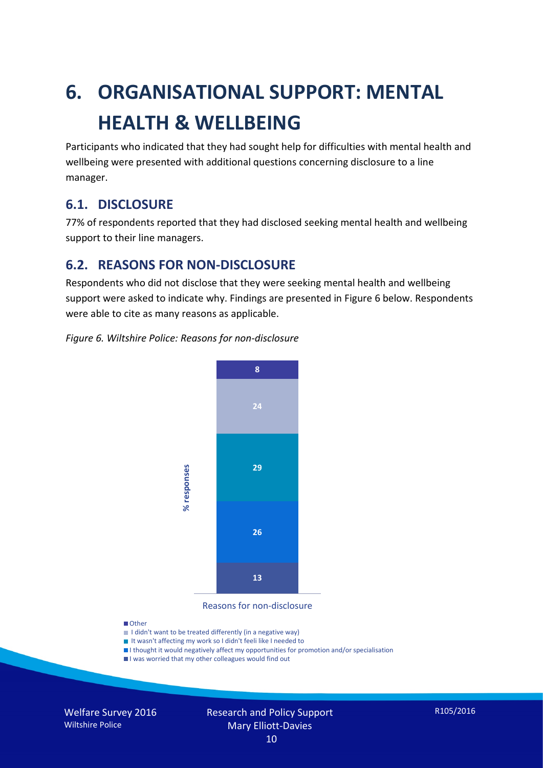# 6. ORGANISATIONAL SUPPORT: MENTAL HEALTH & WELLBEING

Participants who indicated that they had sought help for difficulties with mental health and wellbeing were presented with additional questions concerning disclosure to a line manager.

## 6.1. DISCLOSURE

77% of respondents reported that they had disclosed seeking mental health and wellbeing support to their line managers.

## 6.2. REASONS FOR NON-DISCLOSURE

Respondents who did not disclose that they were seeking mental health and wellbeing support were asked to indicate why. Findings are presented in Figure 6 below. Respondents were able to cite as many reasons as applicable.

*Figure 6. Wiltshire Police: Reasons for non-disclosure*

| Reasons for non-disclosure | % responses |
|---|---|
| Other | 8 |
| I didn't want to be treated differently (in a negative way) | 24 |
| It wasn't affecting my work so I didn't feeli like I needed to | 29 |
| I thought it would negatively affect my opportunities for promotion and/or specialisation | 26 |
| I was worried that my other colleagues would find out | 13 |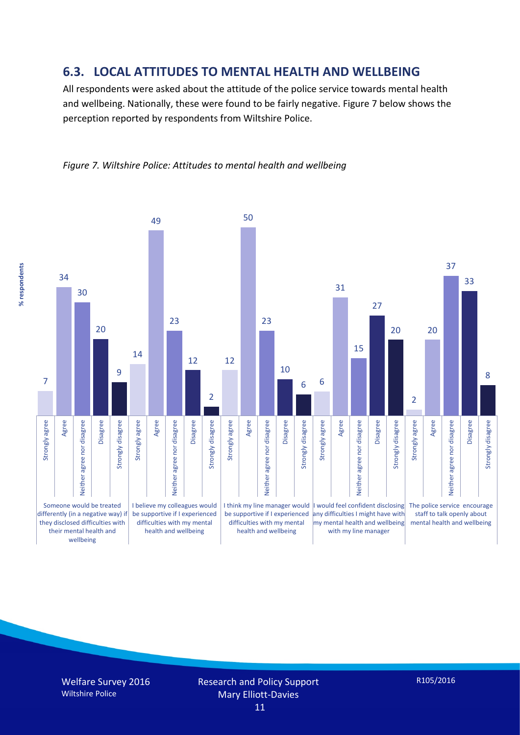## 6.3. LOCAL ATTITUDES TO MENTAL HEALTH AND WELLBEING

All respondents were asked about the attitude of the police service towards mental health and wellbeing. Nationally, these were found to be fairly negative. Figure 7 below shows the perception reported by respondents from Wiltshire Police.

*Figure 7. Wiltshire Police: Attitudes to mental health and wellbeing*

| % respondents | Strongly agree | Agree | Neither agree nor disagree | Disagree | Strongly disagree |
|---|---|---|---|---|---|
| Someone would be treated differently (in a negative way) if they disclosed difficulties with their mental health and wellbeing | 7 | 34 | 30 | 20 | 9 |
| I believe my colleagues would be supportive if I experienced difficulties with my mental health and wellbeing | 14 | 49 | 23 | 12 | 2 |
| I think my line manager would be supportive if I experienced difficulties with my mental health and wellbeing | 12 | 50 | 23 | 10 | 6 |
| I would feel confident disclosing any difficulties I might have with my mental health and wellbeing with my line manager | 6 | 31 | 15 | 27 | 20 |
| The police service encourage staff to talk openly about mental health and wellbeing | 2 | 20 | 37 | 33 | 8 |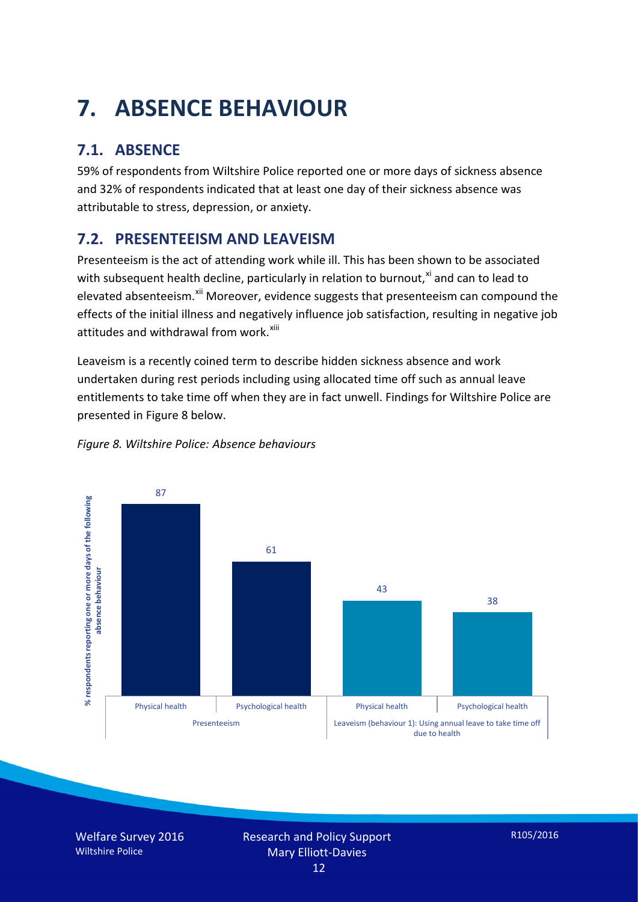# 7. ABSENCE BEHAVIOUR

## 7.1. ABSENCE

59% of respondents from Wiltshire Police reported one or more days of sickness absence and 32% of respondents indicated that at least one day of their sickness absence was attributable to stress, depression, or anxiety.

## 7.2. PRESENTEEISM AND LEAVEISM

Presenteeism is the act of attending work while ill. This has been shown to be associated with subsequent health decline, particularly in relation to burnout,[xi] and can to lead to elevated absenteeism.[xii] Moreover, evidence suggests that presenteeism can compound the effects of the initial illness and negatively influence job satisfaction, resulting in negative job attitudes and withdrawal from work.[xiii]

Leaveism is a recently coined term to describe hidden sickness absence and work undertaken during rest periods including using allocated time off such as annual leave entitlements to take time off when they are in fact unwell. Findings for Wiltshire Police are presented in Figure 8 below.

*Figure 8. Wiltshire Police: Absence behaviours*

| | Presenteeism | | Leaveism (behaviour 1): Using annual leave to take time off due to health | |
|---|---|---|---|---|
| | Physical health | Psychological health | Physical health | Psychological health |
| % respondents reporting one or more days of the following absence behaviour | 87 | 61 | 43 | 38 |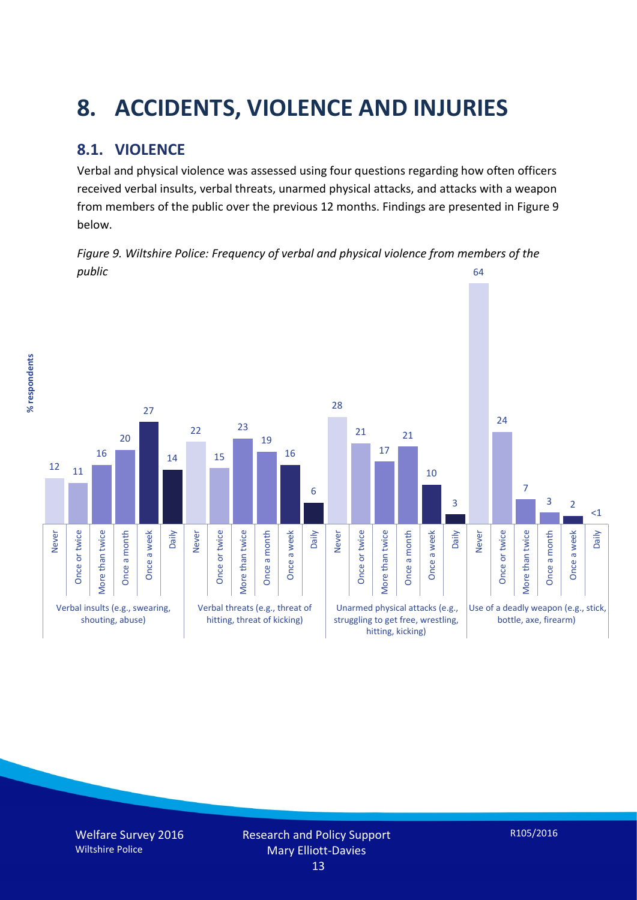# 8. ACCIDENTS, VIOLENCE AND INJURIES

## 8.1. VIOLENCE

Verbal and physical violence was assessed using four questions regarding how often officers received verbal insults, verbal threats, unarmed physical attacks, and attacks with a weapon from members of the public over the previous 12 months. Findings are presented in Figure 9 below.

*Figure 9. Wiltshire Police: Frequency of verbal and physical violence from members of the public*

| % respondents | Never | Once or twice | More than twice | Once a month | Once a week | Daily |
|---|---|---|---|---|---|---|
| Verbal insults (e.g., swearing, shouting, abuse) | 12 | 11 | 16 | 20 | 27 | 14 |
| Verbal threats (e.g., threat of hitting, threat of kicking) | 22 | 15 | 23 | 19 | 16 | 6 |
| Unarmed physical attacks (e.g., struggling to get free, wrestling, hitting, kicking) | 28 | 21 | 17 | 21 | 10 | 3 |
| Use of a deadly weapon (e.g., stick, bottle, axe, firearm) | 64 | 24 | 7 | 3 | 2 | <1 |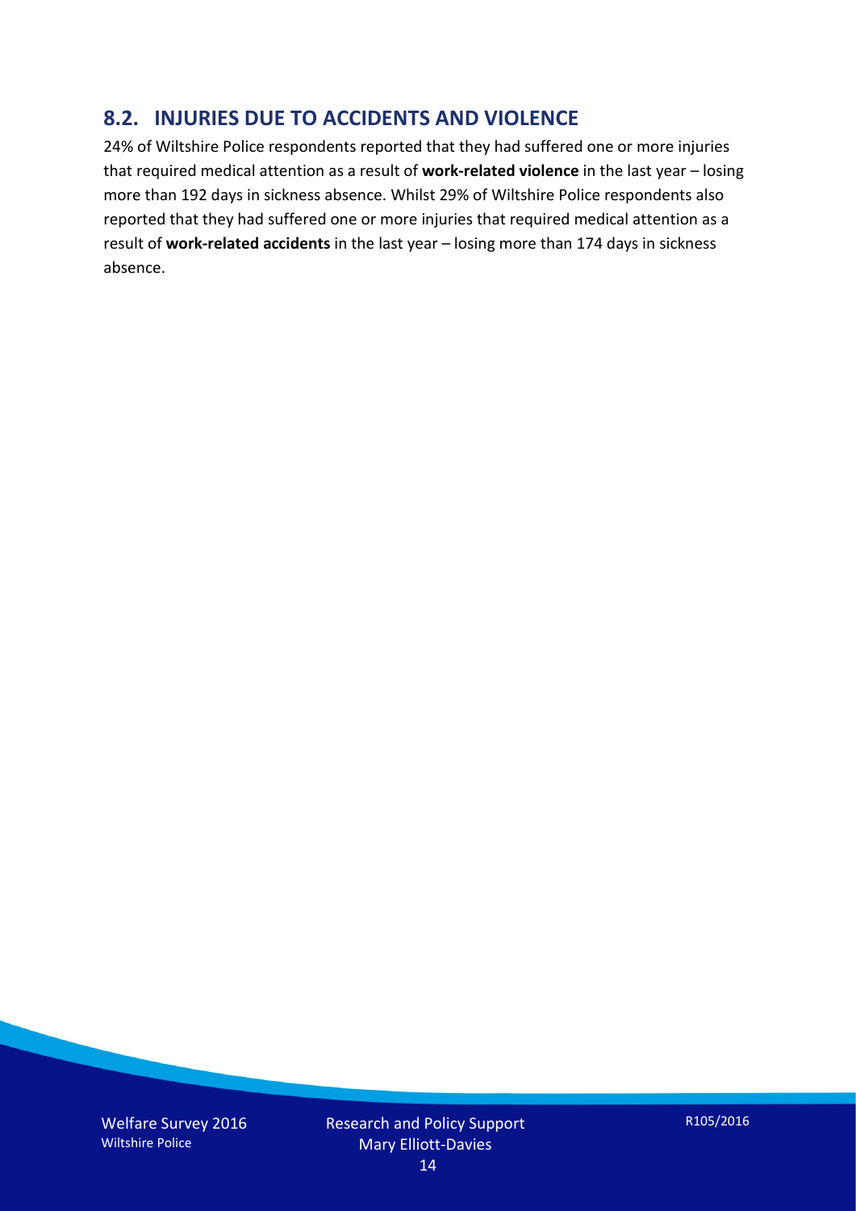## 8.2. INJURIES DUE TO ACCIDENTS AND VIOLENCE

24% of Wiltshire Police respondents reported that they had suffered one or more injuries that required medical attention as a result of **work-related violence** in the last year – losing more than 192 days in sickness absence. Whilst 29% of Wiltshire Police respondents also reported that they had suffered one or more injuries that required medical attention as a result of **work-related accidents** in the last year – losing more than 174 days in sickness absence.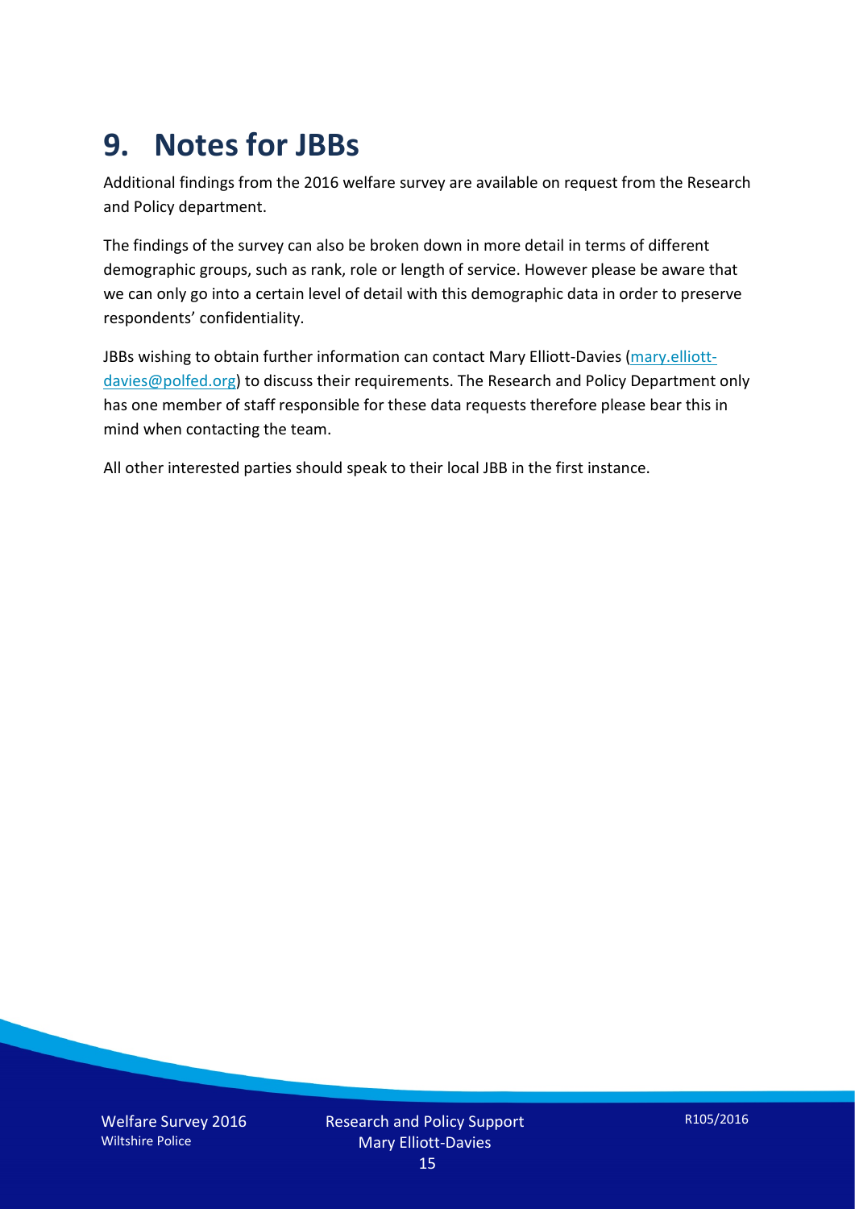# 9. Notes for JBBs

Additional findings from the 2016 welfare survey are available on request from the Research and Policy department.

The findings of the survey can also be broken down in more detail in terms of different demographic groups, such as rank, role or length of service. However please be aware that we can only go into a certain level of detail with this demographic data in order to preserve respondents' confidentiality.

JBBs wishing to obtain further information can contact Mary Elliott-Davies (mary.elliott-davies@polfed.org) to discuss their requirements. The Research and Policy Department only has one member of staff responsible for these data requests therefore please bear this in mind when contacting the team.

All other interested parties should speak to their local JBB in the first instance.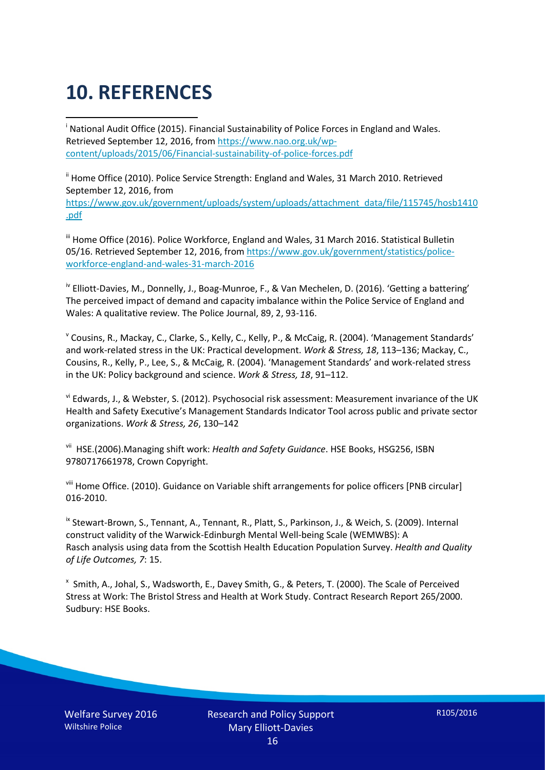# 10. REFERENCES

[i] National Audit Office (2015). Financial Sustainability of Police Forces in England and Wales. Retrieved September 12, 2016, from https://www.nao.org.uk/wp-content/uploads/2015/06/Financial-sustainability-of-police-forces.pdf

[ii] Home Office (2010). Police Service Strength: England and Wales, 31 March 2010. Retrieved September 12, 2016, from https://www.gov.uk/government/uploads/system/uploads/attachment_data/file/115745/hosb1410.pdf

[iii] Home Office (2016). Police Workforce, England and Wales, 31 March 2016. Statistical Bulletin 05/16. Retrieved September 12, 2016, from https://www.gov.uk/government/statistics/police-workforce-england-and-wales-31-march-2016

[iv] Elliott-Davies, M., Donnelly, J., Boag-Munroe, F., & Van Mechelen, D. (2016). 'Getting a battering' The perceived impact of demand and capacity imbalance within the Police Service of England and Wales: A qualitative review. The Police Journal, 89, 2, 93-116.

[v] Cousins, R., Mackay, C., Clarke, S., Kelly, C., Kelly, P., & McCaig, R. (2004). 'Management Standards' and work-related stress in the UK: Practical development. *Work & Stress, 18*, 113–136; Mackay, C., Cousins, R., Kelly, P., Lee, S., & McCaig, R. (2004). 'Management Standards' and work-related stress in the UK: Policy background and science. *Work & Stress, 18*, 91–112.

[vi] Edwards, J., & Webster, S. (2012). Psychosocial risk assessment: Measurement invariance of the UK Health and Safety Executive's Management Standards Indicator Tool across public and private sector organizations. *Work & Stress, 26*, 130–142

[vii] HSE.(2006).Managing shift work: *Health and Safety Guidance*. HSE Books, HSG256, ISBN 9780717661978, Crown Copyright.

[viii] Home Office. (2010). Guidance on Variable shift arrangements for police officers [PNB circular] 016-2010.

[ix] Stewart-Brown, S., Tennant, A., Tennant, R., Platt, S., Parkinson, J., & Weich, S. (2009). Internal construct validity of the Warwick-Edinburgh Mental Well-being Scale (WEMWBS): A Rasch analysis using data from the Scottish Health Education Population Survey. *Health and Quality of Life Outcomes, 7*: 15.

[x] Smith, A., Johal, S., Wadsworth, E., Davey Smith, G., & Peters, T. (2000). The Scale of Perceived Stress at Work: The Bristol Stress and Health at Work Study. Contract Research Report 265/2000. Sudbury: HSE Books.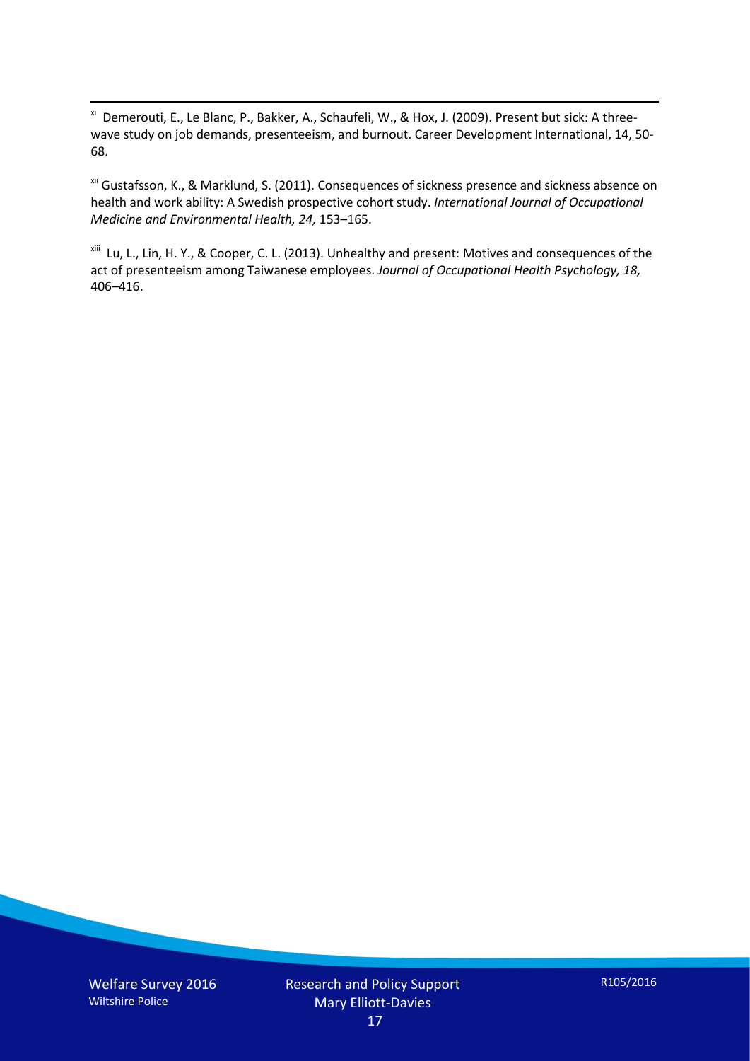[xi] Demerouti, E., Le Blanc, P., Bakker, A., Schaufeli, W., & Hox, J. (2009). Present but sick: A three-wave study on job demands, presenteeism, and burnout. Career Development International, 14, 50-68.

[xii] Gustafsson, K., & Marklund, S. (2011). Consequences of sickness presence and sickness absence on health and work ability: A Swedish prospective cohort study. *International Journal of Occupational Medicine and Environmental Health, 24,* 153–165.

[xiii] Lu, L., Lin, H. Y., & Cooper, C. L. (2013). Unhealthy and present: Motives and consequences of the act of presenteeism among Taiwanese employees. *Journal of Occupational Health Psychology, 18,* 406–416.